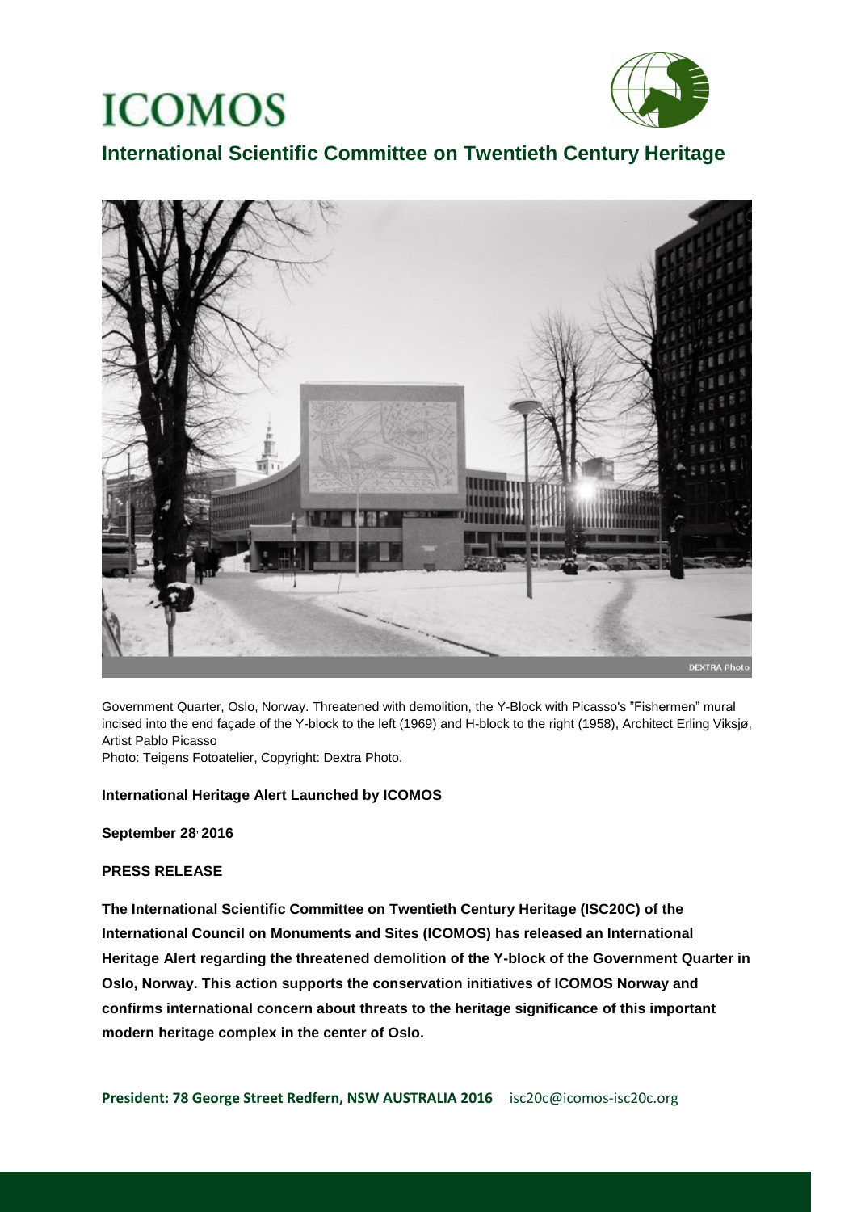# ICOMOS

## International Scientific Committee on Twentieth Century Heritage

Government Quarter, Oslo, Norway. Threatened with demolition, the Y-Block with Picasso's "Fishermen" mural incised into the end façade of the Y-block to the left (1969) and H-block to the right (1958), Architect Erling Viksjø, Artist Pablo Picasso

Photo: Teigens Fotoatelier, Copyright: Dextra Photo.

**International Heritage Alert Launched by ICOMOS**

**September 28, 2016**

**PRESS RELEASE**

**The International Scientific Committee on Twentieth Century Heritage (ISC20C) of the International Council on Monuments and Sites (ICOMOS) has released an International Heritage Alert regarding the threatened demolition of the Y-block of the Government Quarter in Oslo, Norway. This action supports the conservation initiatives of ICOMOS Norway and confirms international concern about threats to the heritage significance of this important modern heritage complex in the center of Oslo.**

**President: 78 George Street Redfern, NSW AUSTRALIA 2016** isc20c@icomos-isc20c.org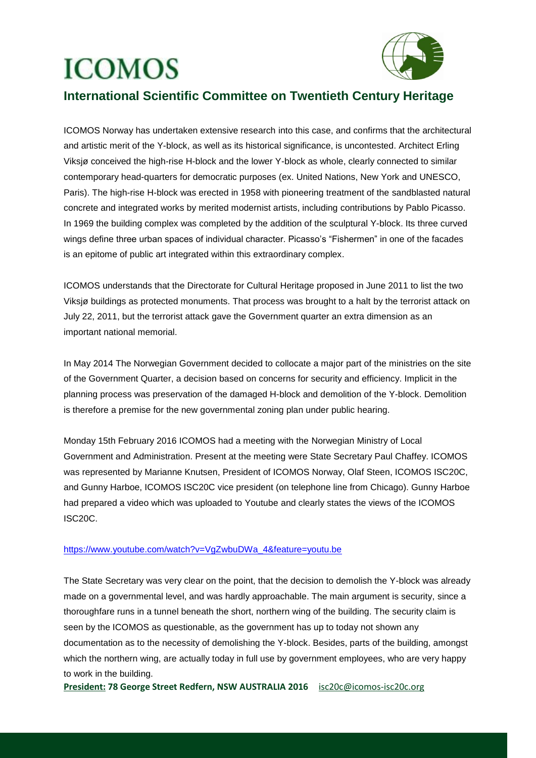# ICOMOS

## International Scientific Committee on Twentieth Century Heritage

ICOMOS Norway has undertaken extensive research into this case, and confirms that the architectural and artistic merit of the Y-block, as well as its historical significance, is uncontested. Architect Erling Viksjø conceived the high-rise H-block and the lower Y-block as whole, clearly connected to similar contemporary head-quarters for democratic purposes (ex. United Nations, New York and UNESCO, Paris). The high-rise H-block was erected in 1958 with pioneering treatment of the sandblasted natural concrete and integrated works by merited modernist artists, including contributions by Pablo Picasso. In 1969 the building complex was completed by the addition of the sculptural Y-block. Its three curved wings define three urban spaces of individual character. Picasso's "Fishermen" in one of the facades is an epitome of public art integrated within this extraordinary complex.

ICOMOS understands that the Directorate for Cultural Heritage proposed in June 2011 to list the two Viksjø buildings as protected monuments. That process was brought to a halt by the terrorist attack on July 22, 2011, but the terrorist attack gave the Government quarter an extra dimension as an important national memorial.

In May 2014 The Norwegian Government decided to collocate a major part of the ministries on the site of the Government Quarter, a decision based on concerns for security and efficiency. Implicit in the planning process was preservation of the damaged H-block and demolition of the Y-block. Demolition is therefore a premise for the new governmental zoning plan under public hearing.

Monday 15th February 2016 ICOMOS had a meeting with the Norwegian Ministry of Local Government and Administration. Present at the meeting were State Secretary Paul Chaffey. ICOMOS was represented by Marianne Knutsen, President of ICOMOS Norway, Olaf Steen, ICOMOS ISC20C, and Gunny Harboe, ICOMOS ISC20C vice president (on telephone line from Chicago). Gunny Harboe had prepared a video which was uploaded to Youtube and clearly states the views of the ICOMOS ISC20C.

https://www.youtube.com/watch?v=VgZwbuDWa_4&feature=youtu.be

The State Secretary was very clear on the point, that the decision to demolish the Y-block was already made on a governmental level, and was hardly approachable. The main argument is security, since a thoroughfare runs in a tunnel beneath the short, northern wing of the building. The security claim is seen by the ICOMOS as questionable, as the government has up to today not shown any documentation as to the necessity of demolishing the Y-block. Besides, parts of the building, amongst which the northern wing, are actually today in full use by government employees, who are very happy to work in the building.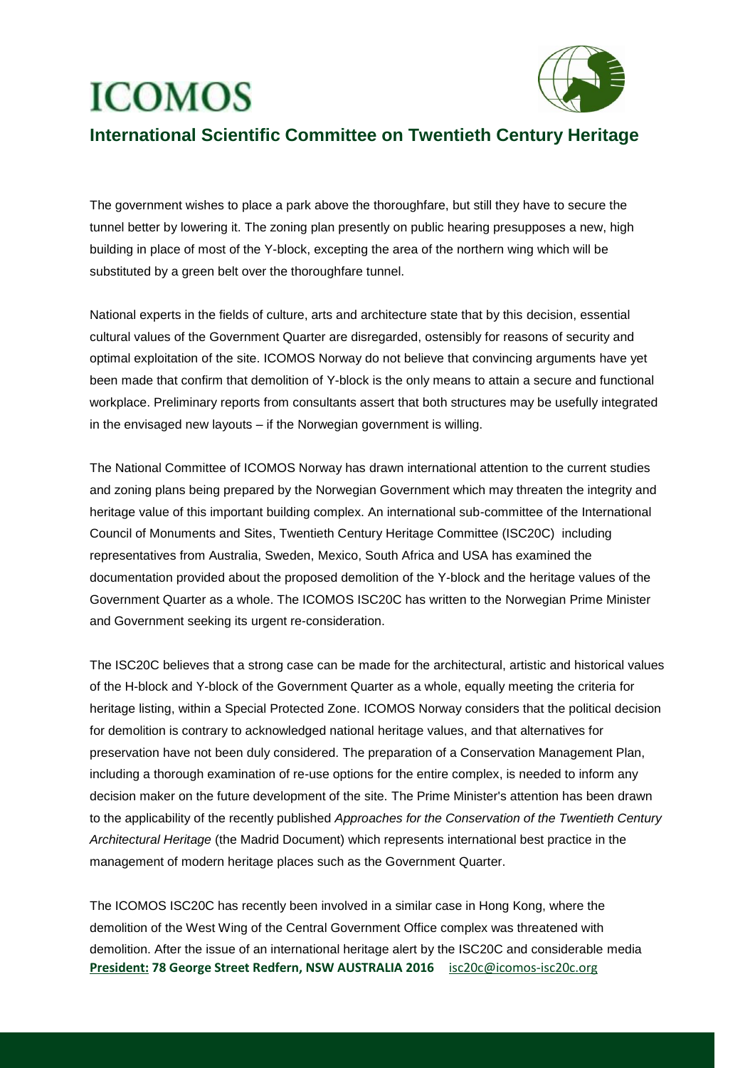The government wishes to place a park above the thoroughfare, but still they have to secure the tunnel better by lowering it. The zoning plan presently on public hearing presupposes a new, high building in place of most of the Y-block, excepting the area of the northern wing which will be substituted by a green belt over the thoroughfare tunnel.

National experts in the fields of culture, arts and architecture state that by this decision, essential cultural values of the Government Quarter are disregarded, ostensibly for reasons of security and optimal exploitation of the site. ICOMOS Norway do not believe that convincing arguments have yet been made that confirm that demolition of Y-block is the only means to attain a secure and functional workplace. Preliminary reports from consultants assert that both structures may be usefully integrated in the envisaged new layouts – if the Norwegian government is willing.

The National Committee of ICOMOS Norway has drawn international attention to the current studies and zoning plans being prepared by the Norwegian Government which may threaten the integrity and heritage value of this important building complex. An international sub-committee of the International Council of Monuments and Sites, Twentieth Century Heritage Committee (ISC20C) including representatives from Australia, Sweden, Mexico, South Africa and USA has examined the documentation provided about the proposed demolition of the Y-block and the heritage values of the Government Quarter as a whole. The ICOMOS ISC20C has written to the Norwegian Prime Minister and Government seeking its urgent re-consideration.

The ISC20C believes that a strong case can be made for the architectural, artistic and historical values of the H-block and Y-block of the Government Quarter as a whole, equally meeting the criteria for heritage listing, within a Special Protected Zone. ICOMOS Norway considers that the political decision for demolition is contrary to acknowledged national heritage values, and that alternatives for preservation have not been duly considered. The preparation of a Conservation Management Plan, including a thorough examination of re-use options for the entire complex, is needed to inform any decision maker on the future development of the site. The Prime Minister's attention has been drawn to the applicability of the recently published *Approaches for the Conservation of the Twentieth Century Architectural Heritage* (the Madrid Document) which represents international best practice in the management of modern heritage places such as the Government Quarter.

The ICOMOS ISC20C has recently been involved in a similar case in Hong Kong, where the demolition of the West Wing of the Central Government Office complex was threatened with demolition. After the issue of an international heritage alert by the ISC20C and considerable media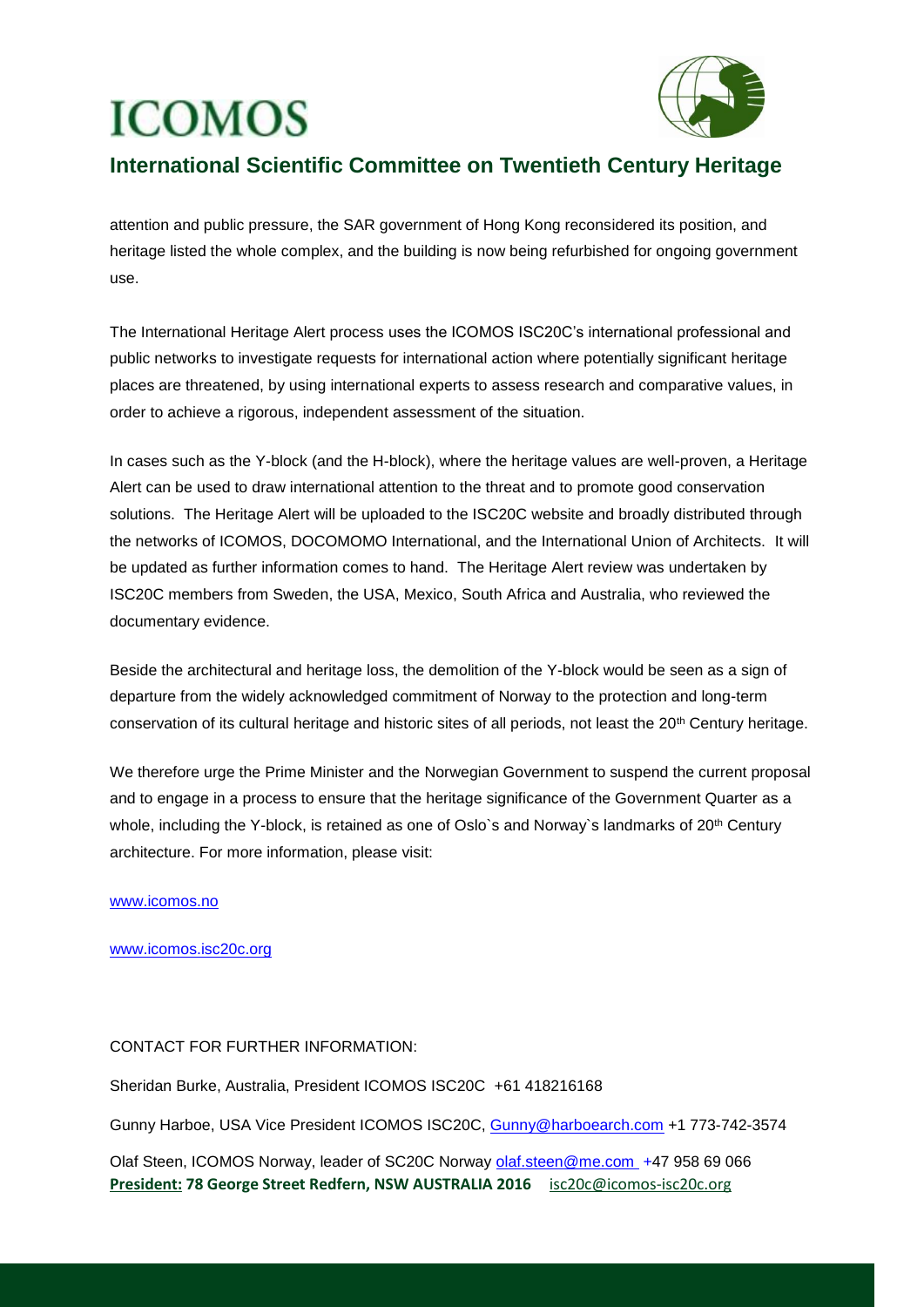attention and public pressure, the SAR government of Hong Kong reconsidered its position, and heritage listed the whole complex, and the building is now being refurbished for ongoing government use.

The International Heritage Alert process uses the ICOMOS ISC20C's international professional and public networks to investigate requests for international action where potentially significant heritage places are threatened, by using international experts to assess research and comparative values, in order to achieve a rigorous, independent assessment of the situation.

In cases such as the Y-block (and the H-block), where the heritage values are well-proven, a Heritage Alert can be used to draw international attention to the threat and to promote good conservation solutions. The Heritage Alert will be uploaded to the ISC20C website and broadly distributed through the networks of ICOMOS, DOCOMOMO International, and the International Union of Architects. It will be updated as further information comes to hand. The Heritage Alert review was undertaken by ISC20C members from Sweden, the USA, Mexico, South Africa and Australia, who reviewed the documentary evidence.

Beside the architectural and heritage loss, the demolition of the Y-block would be seen as a sign of departure from the widely acknowledged commitment of Norway to the protection and long-term conservation of its cultural heritage and historic sites of all periods, not least the 20th Century heritage.

We therefore urge the Prime Minister and the Norwegian Government to suspend the current proposal and to engage in a process to ensure that the heritage significance of the Government Quarter as a whole, including the Y-block, is retained as one of Oslo`s and Norway`s landmarks of 20th Century architecture. For more information, please visit:

www.icomos.no

www.icomos.isc20c.org

CONTACT FOR FURTHER INFORMATION:

Sheridan Burke, Australia, President ICOMOS ISC20C +61 418216168

Gunny Harboe, USA Vice President ICOMOS ISC20C, Gunny@harboearch.com +1 773-742-3574

Olaf Steen, ICOMOS Norway, leader of SC20C Norway olaf.steen@me.com +47 958 69 066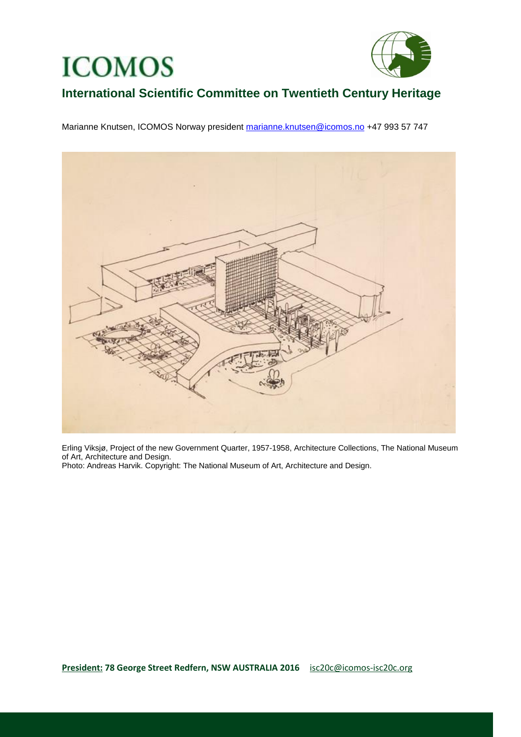Marianne Knutsen, ICOMOS Norway president marianne.knutsen@icomos.no +47 993 57 747

Erling Viksjø, Project of the new Government Quarter, 1957-1958, Architecture Collections, The National Museum of Art, Architecture and Design.
Photo: Andreas Harvik. Copyright: The National Museum of Art, Architecture and Design.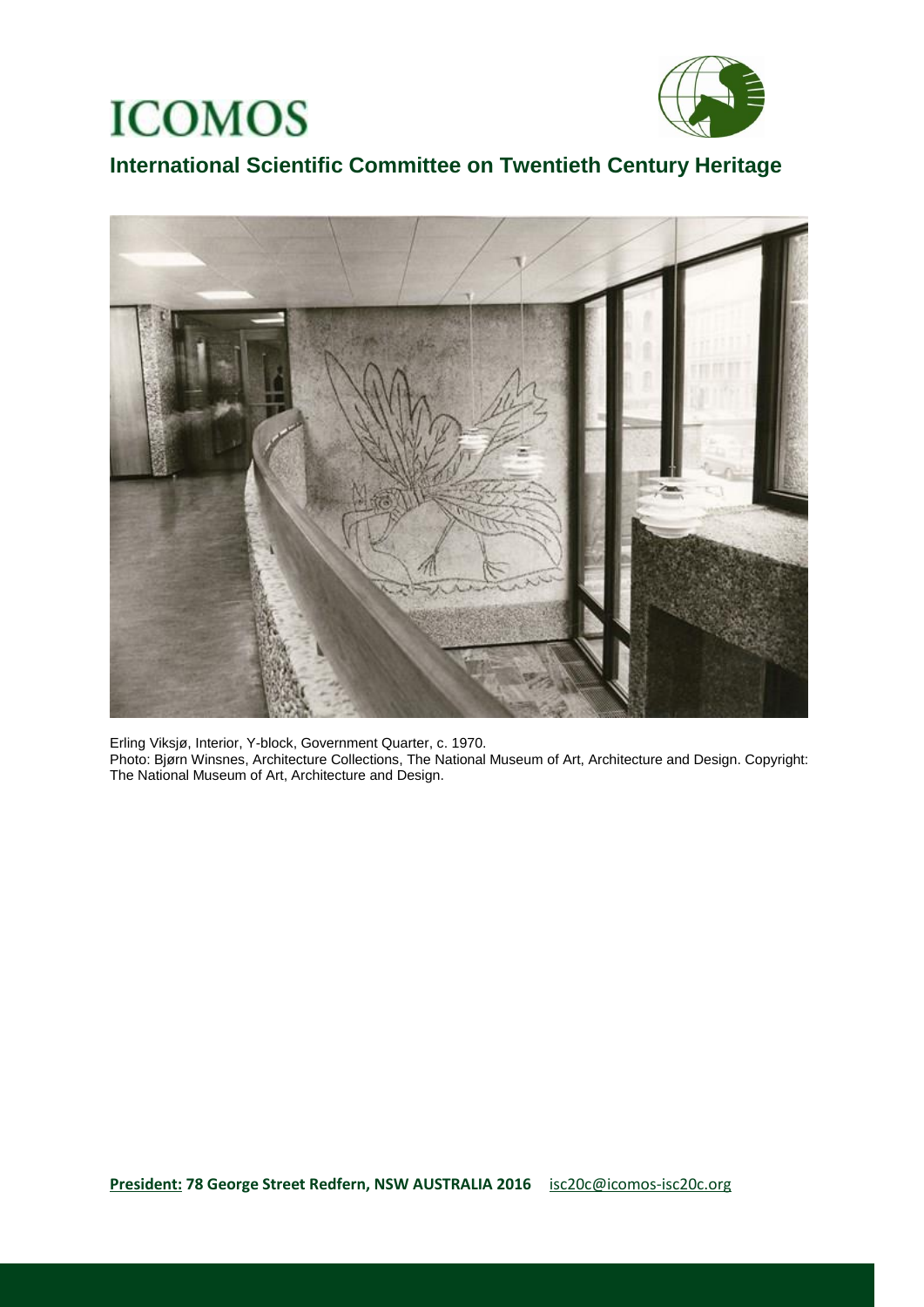Erling Viksjø, Interior, Y-block, Government Quarter, c. 1970.
Photo: Bjørn Winsnes, Architecture Collections, The National Museum of Art, Architecture and Design. Copyright: The National Museum of Art, Architecture and Design.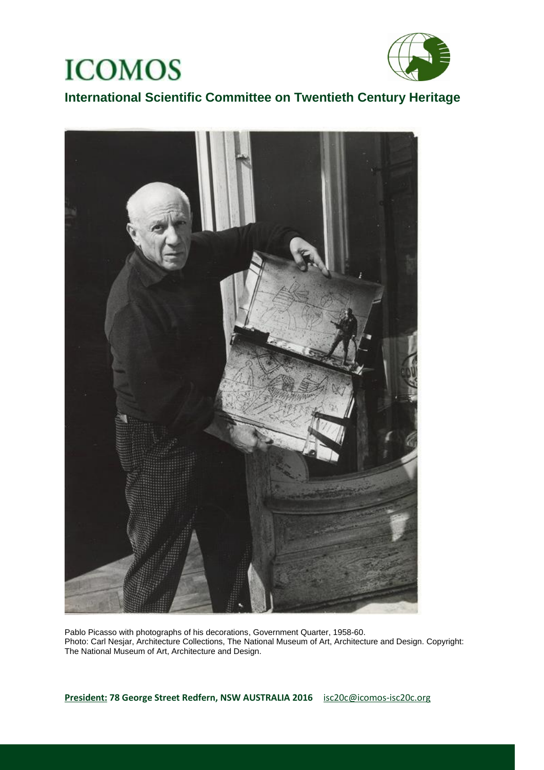# ICOMOS

## International Scientific Committee on Twentieth Century Heritage

Pablo Picasso with photographs of his decorations, Government Quarter, 1958-60.
Photo: Carl Nesjar, Architecture Collections, The National Museum of Art, Architecture and Design. Copyright: The National Museum of Art, Architecture and Design.

**President: 78 George Street Redfern, NSW AUSTRALIA 2016** isc20c@icomos-isc20c.org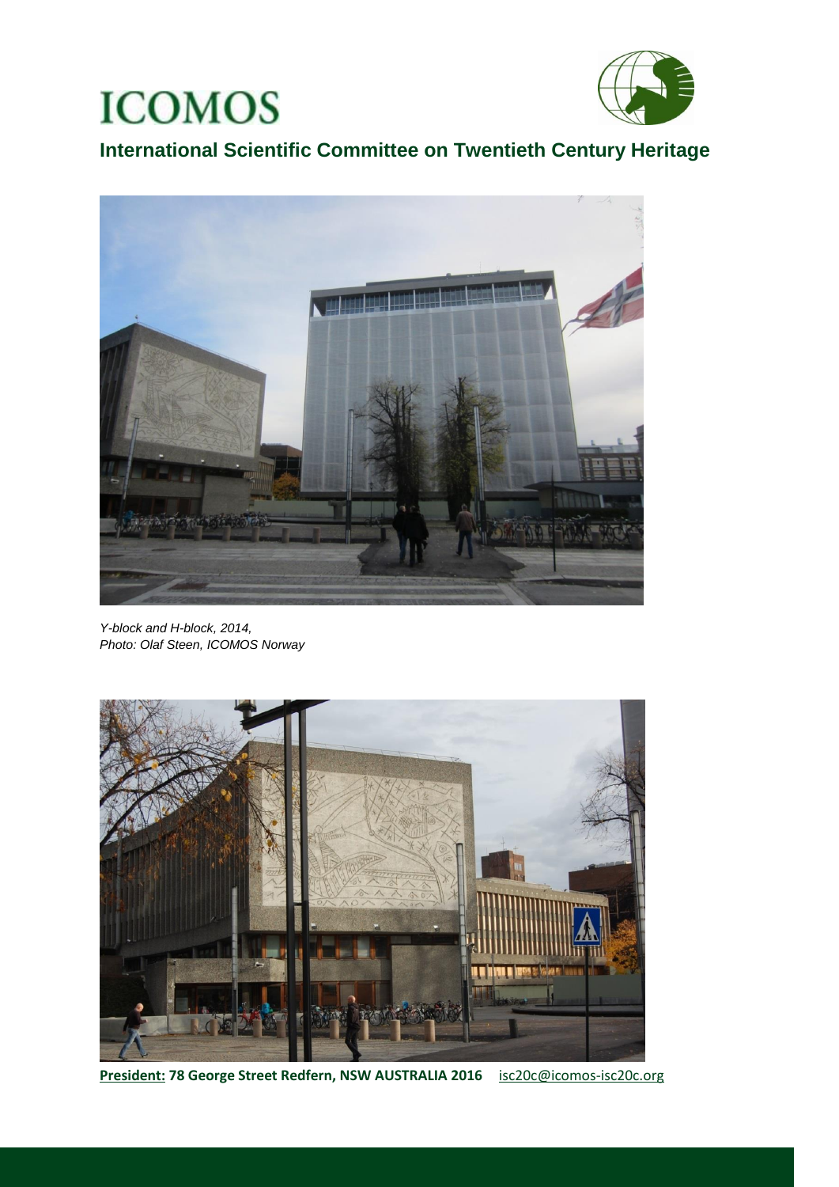# ICOMOS

## International Scientific Committee on Twentieth Century Heritage

*Y-block and H-block, 2014,*
*Photo: Olaf Steen, ICOMOS Norway*

**President: 78 George Street Redfern, NSW AUSTRALIA 2016** isc20c@icomos-isc20c.org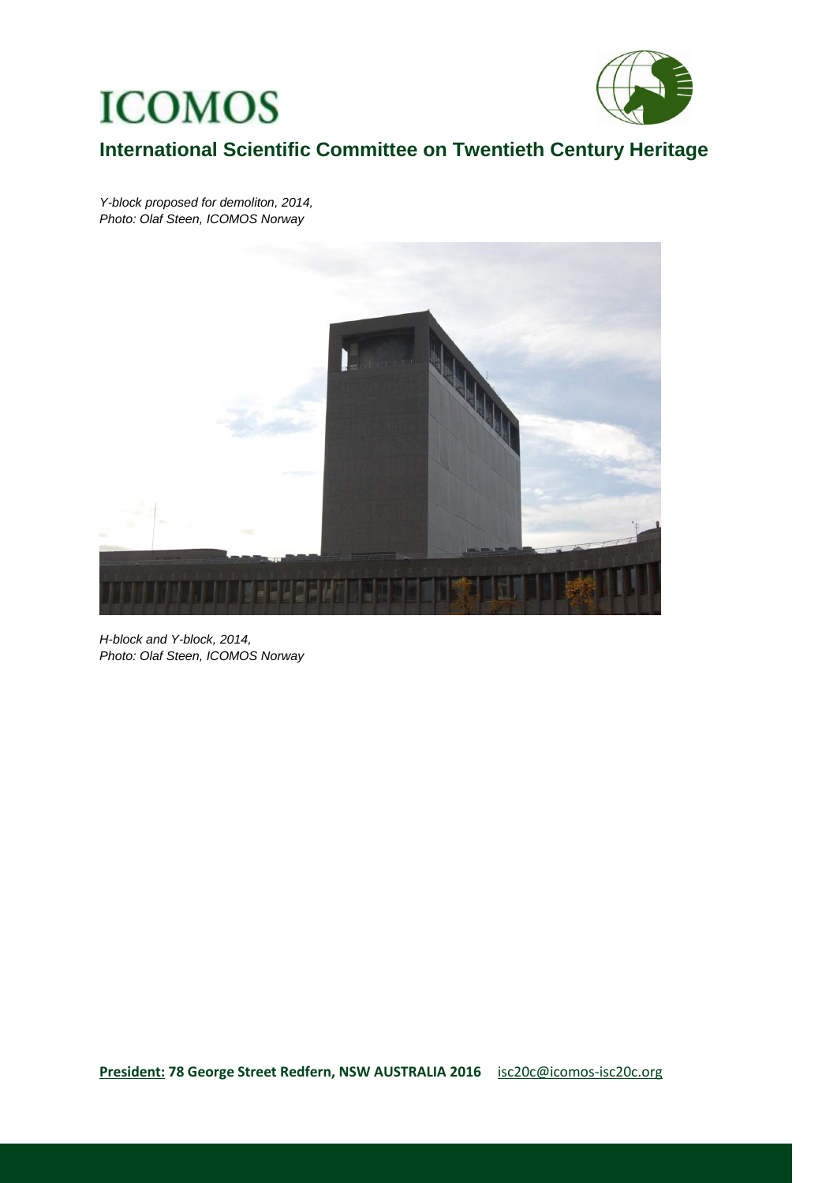*Y-block proposed for demoliton, 2014,*
*Photo: Olaf Steen, ICOMOS Norway*

*H-block and Y-block, 2014,*
*Photo: Olaf Steen, ICOMOS Norway*